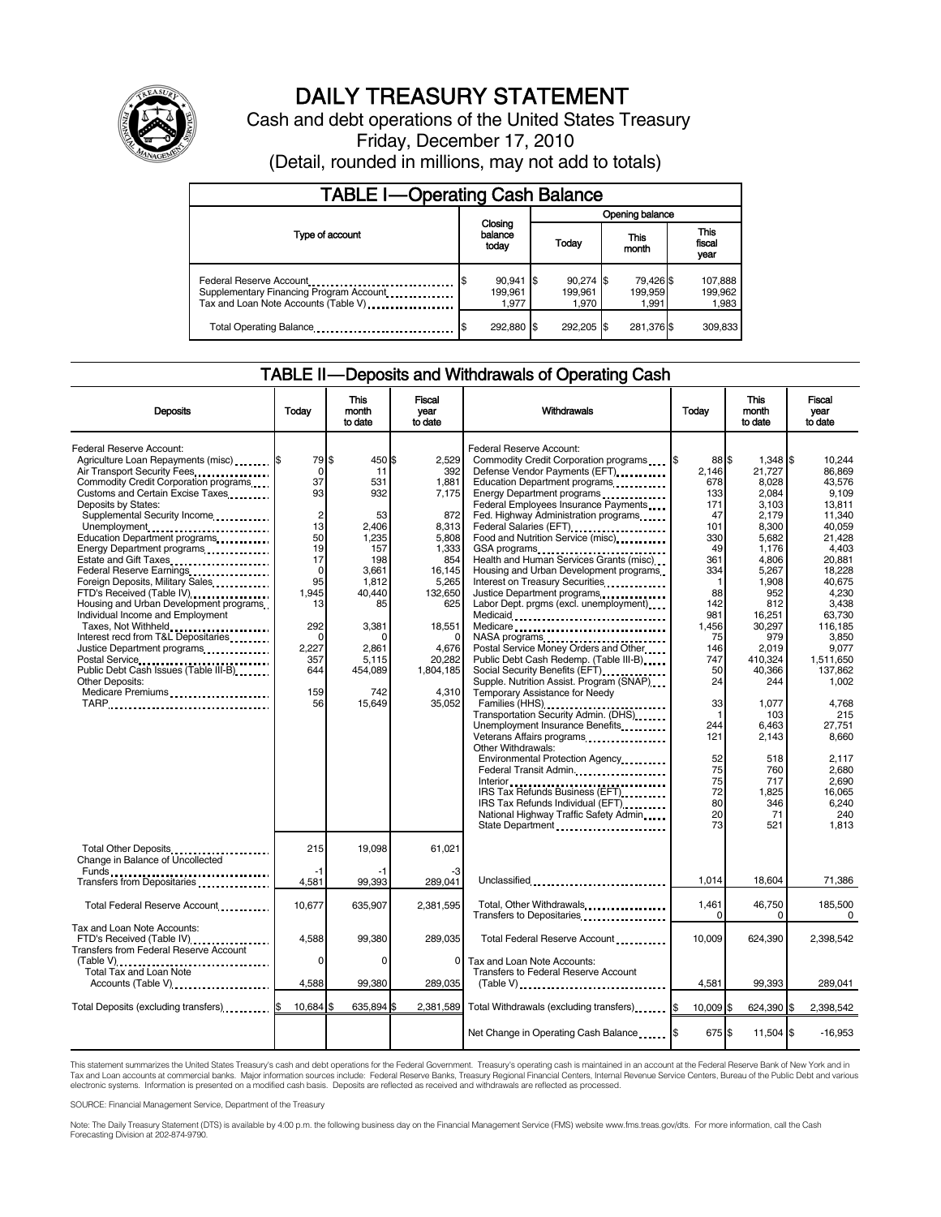# DAILY TREASURY STATEMENT

Cash and debt operations of the United States Treasury

Friday, December 17, 2010

(Detail, rounded in millions, may not add to totals)

## TABLE I—Operating Cash Balance

| Type of account | Closing balance today | Opening balance Today | Opening balance This month | Opening balance This fiscal year |
|---|---|---|---|---|
| Federal Reserve Account | $ 90,941 | $ 90,274 | $ 79,426 | $ 107,888 |
| Supplementary Financing Program Account | 199,961 | 199,961 | 199,959 | 199,962 |
| Tax and Loan Note Accounts (Table V) | 1,977 | 1,970 | 1,991 | 1,983 |
| Total Operating Balance | $ 292,880 | $ 292,205 | $ 281,376 | $ 309,833 |

## TABLE II—Deposits and Withdrawals of Operating Cash

| Deposits | Today | This month to date | Fiscal year to date | Withdrawals | Today | This month to date | Fiscal year to date |
|---|---|---|---|---|---|---|---|
| Federal Reserve Account: | | | | Federal Reserve Account: | | | |
| Agriculture Loan Repayments (misc) | $ 79 | $ 450 | $ 2,529 | Commodity Credit Corporation programs | $ 88 | $ 1,348 | $ 10,244 |
| Air Transport Security Fees | 0 | 11 | 392 | Defense Vendor Payments (EFT) | 2,146 | 21,727 | 86,869 |
| Commodity Credit Corporation programs | 37 | 531 | 1,881 | Education Department programs | 678 | 8,028 | 43,576 |
| Customs and Certain Excise Taxes | 93 | 932 | 7,175 | Energy Department programs | 133 | 2,084 | 9,109 |
| Deposits by States: | | | | Federal Employees Insurance Payments | 171 | 3,103 | 13,811 |
| Supplemental Security Income | 2 | 53 | 872 | Fed. Highway Administration programs | 47 | 2,179 | 11,340 |
| Unemployment | 13 | 2,406 | 8,313 | Federal Salaries (EFT) | 101 | 8,300 | 40,059 |
| Education Department programs | 50 | 1,235 | 5,808 | Food and Nutrition Service (misc) | 330 | 5,682 | 21,428 |
| Energy Department programs | 19 | 157 | 1,333 | GSA programs | 49 | 1,176 | 4,403 |
| Estate and Gift Taxes | 17 | 198 | 854 | Health and Human Services Grants (misc) | 361 | 4,806 | 20,881 |
| Federal Reserve Earnings | 0 | 3,661 | 16,145 | Housing and Urban Development programs | 334 | 5,267 | 18,228 |
| Foreign Deposits, Military Sales | 95 | 1,812 | 5,265 | Interest on Treasury Securities | 1 | 1,908 | 40,675 |
| FTD's Received (Table IV) | 1,945 | 40,440 | 132,650 | Justice Department programs | 88 | 952 | 4,230 |
| Housing and Urban Development programs | 13 | 85 | 625 | Labor Dept. prgms (excl. unemployment) | 142 | 812 | 3,438 |
| Individual Income and Employment Taxes, Not Withheld | 292 | 3,381 | 18,551 | Medicaid | 981 | 16,251 | 63,730 |
| Interest recd from T&L Depositaries | 0 | 0 | 0 | Medicare | 1,456 | 30,297 | 116,185 |
| Justice Department programs | 2,227 | 2,861 | 4,676 | NASA programs | 75 | 979 | 3,850 |
| Postal Service | 357 | 5,115 | 20,282 | Postal Service Money Orders and Other | 146 | 2,019 | 9,077 |
| Public Debt Cash Issues (Table III-B) | 644 | 454,089 | 1,804,185 | Public Debt Cash Redemp. (Table III-B) | 747 | 410,324 | 1,511,650 |
| Other Deposits: | | | | Social Security Benefits (EFT) | 50 | 40,366 | 137,862 |
| Medicare Premiums | 159 | 742 | 4,310 | Supple. Nutrition Assist. Program (SNAP) | 24 | 244 | 1,002 |
| TARP | 56 | 15,649 | 35,052 | Temporary Assistance for Needy Families (HHS) | 33 | 1,077 | 4,768 |
| | | | | Transportation Security Admin. (DHS) | 1 | 103 | 215 |
| | | | | Unemployment Insurance Benefits | 244 | 6,463 | 27,751 |
| | | | | Veterans Affairs programs | 121 | 2,143 | 8,660 |
| | | | | Other Withdrawals: | | | |
| | | | | Environmental Protection Agency | 52 | 518 | 2,117 |
| | | | | Federal Transit Admin. | 75 | 760 | 2,680 |
| | | | | Interior | 75 | 717 | 2,690 |
| | | | | IRS Tax Refunds Business (EFT) | 72 | 1,825 | 16,065 |
| | | | | IRS Tax Refunds Individual (EFT) | 80 | 346 | 6,240 |
| | | | | National Highway Traffic Safety Admin | 20 | 71 | 240 |
| | | | | State Department | 73 | 521 | 1,813 |
| Total Other Deposits | 215 | 19,098 | 61,021 | | | | |
| Change in Balance of Uncollected Funds | -1 | -1 | -3 | | | | |
| Transfers from Depositaries | 4,581 | 99,393 | 289,041 | Unclassified | 1,014 | 18,604 | 71,386 |
| Total Federal Reserve Account | 10,677 | 635,907 | 2,381,595 | Total, Other Withdrawals | 1,461 | 46,750 | 185,500 |
| | | | | Transfers to Depositaries | 0 | 0 | 0 |
| Tax and Loan Note Accounts: | | | | | | | |
| FTD's Received (Table IV) | 4,588 | 99,380 | 289,035 | Total Federal Reserve Account | 10,009 | 624,390 | 2,398,542 |
| Transfers from Federal Reserve Account (Table V) | 0 | 0 | 0 | Tax and Loan Note Accounts: | | | |
| Total Tax and Loan Note Accounts (Table V) | 4,588 | 99,380 | 289,035 | Transfers to Federal Reserve Account (Table V) | 4,581 | 99,393 | 289,041 |
| Total Deposits (excluding transfers) | $ 10,684 | $ 635,894 | $ 2,381,589 | Total Withdrawals (excluding transfers) | $ 10,009 | $ 624,390 | $ 2,398,542 |
| | | | | Net Change in Operating Cash Balance | $ 675 | $ 11,504 | $ -16,953 |

This statement summarizes the United States Treasury's cash and debt operations for the Federal Government. Treasury's operating cash is maintained in an account at the Federal Reserve Bank of New York and in Tax and Loan accounts at commercial banks. Major information sources include: Federal Reserve Banks, Treasury Regional Financial Centers, Internal Revenue Service Centers, Bureau of the Public Debt and various electronic systems. Information is presented on a modified cash basis. Deposits are reflected as received and withdrawals are reflected as processed.

SOURCE: Financial Management Service, Department of the Treasury

Note: The Daily Treasury Statement (DTS) is available by 4:00 p.m. the following business day on the Financial Management Service (FMS) website www.fms.treas.gov/dts. For more information, call the Cash Forecasting Division at 202-874-9790.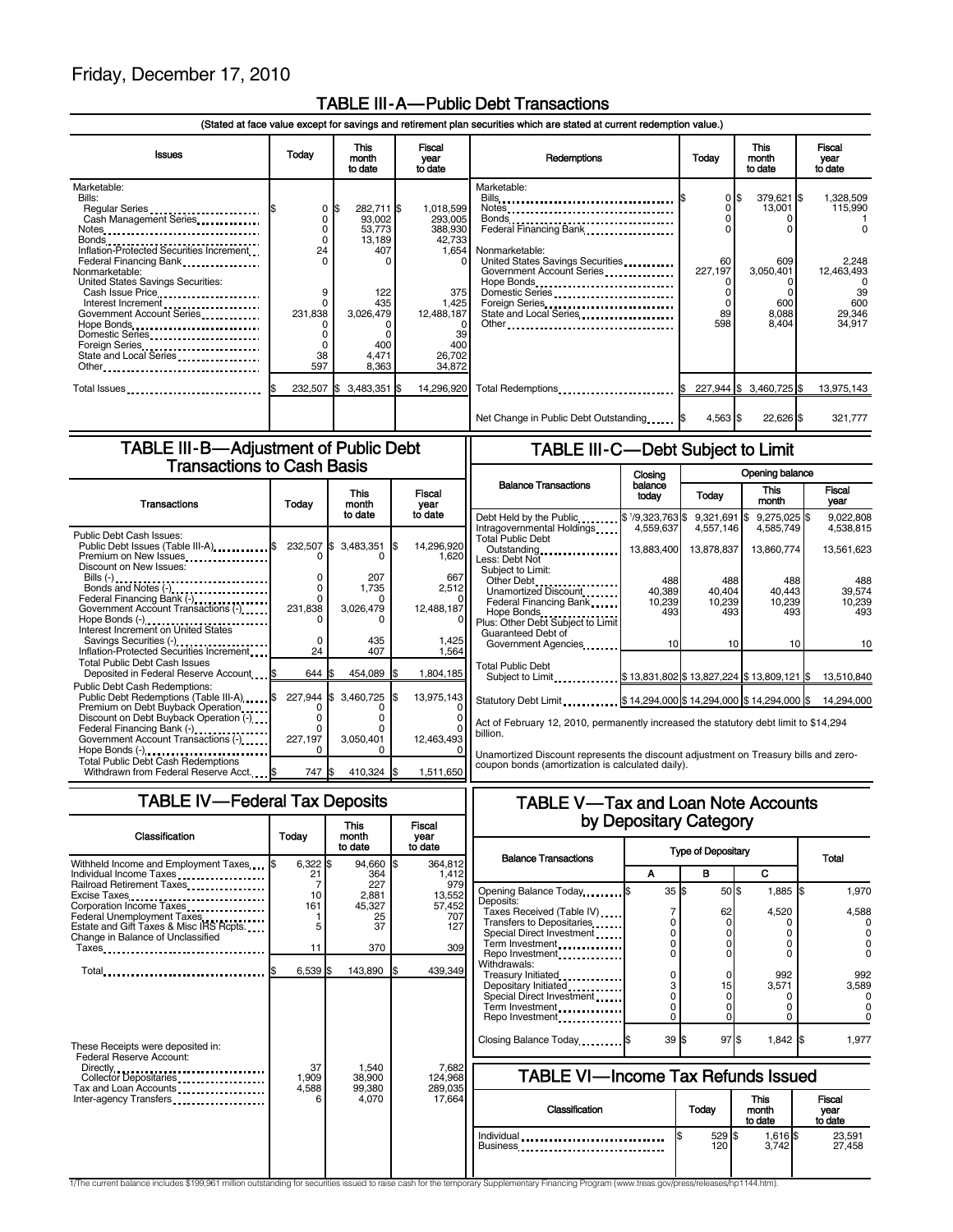Friday, December 17, 2010

## TABLE III-A—Public Debt Transactions

(Stated at face value except for savings and retirement plan securities which are stated at current redemption value.)

| Issues | Today | This month to date | Fiscal year to date |
|---|---|---|---|
| Marketable: | | | |
| Bills: | | | |
| Regular Series | $ 0 | $ 282,711 | $ 1,018,599 |
| Cash Management Series | 0 | 93,002 | 293,005 |
| Notes | 0 | 53,773 | 388,930 |
| Bonds | 0 | 13,189 | 42,733 |
| Inflation-Protected Securities Increment | 24 | 407 | 1,654 |
| Federal Financing Bank | 0 | 0 | 0 |
| Nonmarketable: | | | |
| United States Savings Securities: | | | |
| Cash Issue Price | 9 | 122 | 375 |
| Interest Increment | 0 | 435 | 1,425 |
| Government Account Series | 231,838 | 3,026,479 | 12,488,187 |
| Hope Bonds | 0 | 0 | 0 |
| Domestic Series | 0 | 0 | 39 |
| Foreign Series | 0 | 400 | 400 |
| State and Local Series | 38 | 4,471 | 26,702 |
| Other | 597 | 8,363 | 34,872 |
| Total Issues | $ 232,507 | $ 3,483,351 | $ 14,296,920 |

| Redemptions | Today | This month to date | Fiscal year to date |
|---|---|---|---|
| Marketable: | | | |
| Bills | $ 0 | $ 379,621 | $ 1,328,509 |
| Notes | 0 | 13,001 | 115,990 |
| Bonds | 0 | 0 | 1 |
| Federal Financing Bank | 0 | 0 | 0 |
| Nonmarketable: | | | |
| United States Savings Securities | 60 | 609 | 2,248 |
| Government Account Series | 227,197 | 3,050,401 | 12,463,493 |
| Hope Bonds | 0 | 0 | 0 |
| Domestic Series | 0 | 0 | 39 |
| Foreign Series | 0 | 600 | 600 |
| State and Local Series | 89 | 8,088 | 29,346 |
| Other | 598 | 8,404 | 34,917 |
| Total Redemptions | $ 227,944 | $ 3,460,725 | $ 13,975,143 |
| Net Change in Public Debt Outstanding | $ 4,563 | $ 22,626 | $ 321,777 |

## TABLE III-B—Adjustment of Public Debt Transactions to Cash Basis

| Transactions | Today | This month to date | Fiscal year to date |
|---|---|---|---|
| Public Debt Cash Issues: | | | |
| Public Debt Issues (Table III-A) | $ 232,507 | $ 3,483,351 | $ 14,296,920 |
| Premium on New Issues | 0 | 0 | 1,620 |
| Discount on New Issues: | | | |
| Bills (-) | 0 | 207 | 667 |
| Bonds and Notes (-) | 0 | 1,735 | 2,512 |
| Federal Financing Bank (-) | 0 | 0 | 0 |
| Government Account Transactions (-) | 231,838 | 3,026,479 | 12,488,187 |
| Hope Bonds (-) | 0 | 0 | 0 |
| Interest Increment on United States Savings Securities (-) | 0 | 435 | 1,425 |
| Inflation-Protected Securities Increment | 24 | 407 | 1,564 |
| Total Public Debt Cash Issues Deposited in Federal Reserve Account | $ 644 | $ 454,089 | $ 1,804,185 |
| Public Debt Cash Redemptions: | | | |
| Public Debt Redemptions (Table III-A) | $ 227,944 | $ 3,460,725 | $ 13,975,143 |
| Premium on Debt Buyback Operation | 0 | 0 | 0 |
| Discount on Debt Buyback Operation (-) | 0 | 0 | 0 |
| Federal Financing Bank (-) | 0 | 0 | 0 |
| Government Account Transactions (-) | 227,197 | 3,050,401 | 12,463,493 |
| Hope Bonds (-) | 0 | 0 | 0 |
| Total Public Debt Cash Redemptions Withdrawn from Federal Reserve Acct. | $ 747 | $ 410,324 | $ 1,511,650 |

## TABLE III-C—Debt Subject to Limit

| Balance Transactions | Closing balance today | Opening balance Today | Opening balance This month | Opening balance Fiscal year |
|---|---|---|---|---|
| Debt Held by the Public | $ 1/9,323,763 | $ 9,321,691 | $ 9,275,025 | $ 9,022,808 |
| Intragovernmental Holdings | 4,559,637 | 4,557,146 | 4,585,749 | 4,538,815 |
| Total Public Debt Outstanding | 13,883,400 | 13,878,837 | 13,860,774 | 13,561,623 |
| Less: Debt Not Subject to Limit: | | | | |
| Other Debt | 488 | 488 | 488 | 488 |
| Unamortized Discount | 40,389 | 40,404 | 40,443 | 39,574 |
| Federal Financing Bank | 10,239 | 10,239 | 10,239 | 10,239 |
| Hope Bonds | 493 | 493 | 493 | 493 |
| Plus: Other Debt Subject to Limit Guaranteed Debt of Government Agencies | 10 | 10 | 10 | 10 |
| Total Public Debt Subject to Limit | $ 13,831,802 | $ 13,827,224 | $ 13,809,121 | $ 13,510,840 |
| Statutory Debt Limit | $ 14,294,000 | $ 14,294,000 | $ 14,294,000 | $ 14,294,000 |

Act of February 12, 2010, permanently increased the statutory debt limit to $14,294 billion.

Unamortized Discount represents the discount adjustment on Treasury bills and zero-coupon bonds (amortization is calculated daily).

## TABLE IV—Federal Tax Deposits

| Classification | Today | This month to date | Fiscal year to date |
|---|---|---|---|
| Withheld Income and Employment Taxes | $ 6,322 | $ 94,660 | $ 364,812 |
| Individual Income Taxes | 21 | 364 | 1,412 |
| Railroad Retirement Taxes | 7 | 227 | 979 |
| Excise Taxes | 10 | 2,881 | 13,552 |
| Corporation Income Taxes | 161 | 45,327 | 57,452 |
| Federal Unemployment Taxes | 1 | 25 | 707 |
| Estate and Gift Taxes & Misc IRS Rcpts. | 5 | 37 | 127 |
| Change in Balance of Unclassified Taxes | 11 | 370 | 309 |
| Total | $ 6,539 | $ 143,890 | $ 439,349 |
| These Receipts were deposited in: | | | |
| Federal Reserve Account: | | | |
| Directly | 37 | 1,540 | 7,682 |
| Collector Depositaries | 1,909 | 38,900 | 124,968 |
| Tax and Loan Accounts | 4,588 | 99,380 | 289,035 |
| Inter-agency Transfers | 6 | 4,070 | 17,664 |

## TABLE V—Tax and Loan Note Accounts by Depositary Category

| Balance Transactions | Type of Depositary A | Type of Depositary B | Type of Depositary C | Total |
|---|---|---|---|---|
| Opening Balance Today | $ 35 | $ 50 | $ 1,885 | $ 1,970 |
| Deposits: | | | | |
| Taxes Received (Table IV) | 7 | 62 | 4,520 | 4,588 |
| Transfers to Depositaries | 0 | 0 | 0 | 0 |
| Special Direct Investment | 0 | 0 | 0 | 0 |
| Term Investment | 0 | 0 | 0 | 0 |
| Repo Investment | 0 | 0 | 0 | 0 |
| Withdrawals: | | | | |
| Treasury Initiated | 0 | 0 | 992 | 992 |
| Depositary Initiated | 3 | 15 | 3,571 | 3,589 |
| Special Direct Investment | 0 | 0 | 0 | 0 |
| Term Investment | 0 | 0 | 0 | 0 |
| Repo Investment | 0 | 0 | 0 | 0 |
| Closing Balance Today | $ 39 | $ 97 | $ 1,842 | $ 1,977 |

## TABLE VI—Income Tax Refunds Issued

| Classification | Today | This month to date | Fiscal year to date |
|---|---|---|---|
| Individual | $ 529 | $ 1,616 | $ 23,591 |
| Business | 120 | 3,742 | 27,458 |

1/The current balance includes $199,961 million outstanding for securities issued to raise cash for the temporary Supplementary Financing Program (www.treas.gov/press/releases/hp1144.htm).